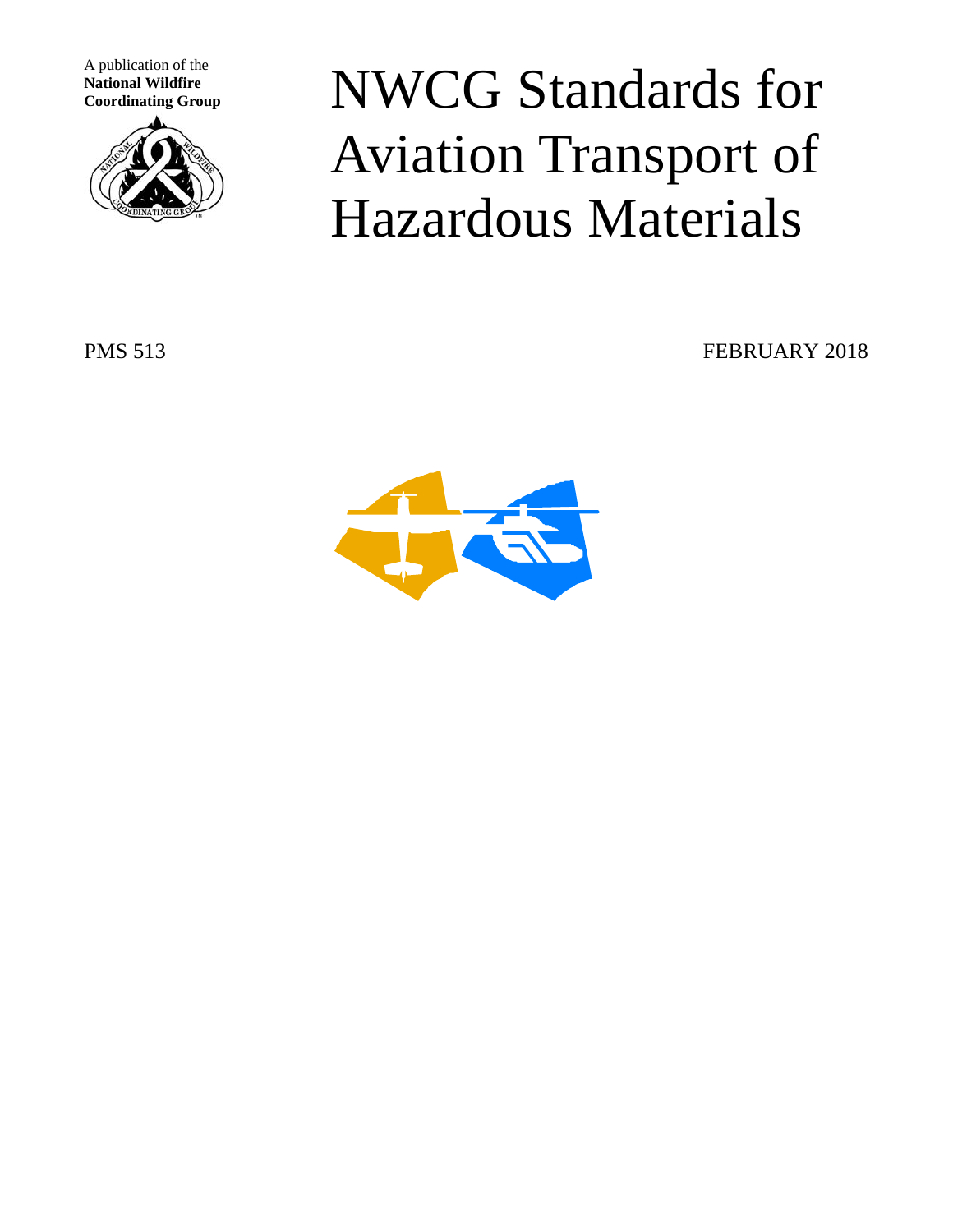A publication of the
**National Wildfire Coordinating Group**

# NWCG Standards for Aviation Transport of Hazardous Materials

PMS 513

FEBRUARY 2018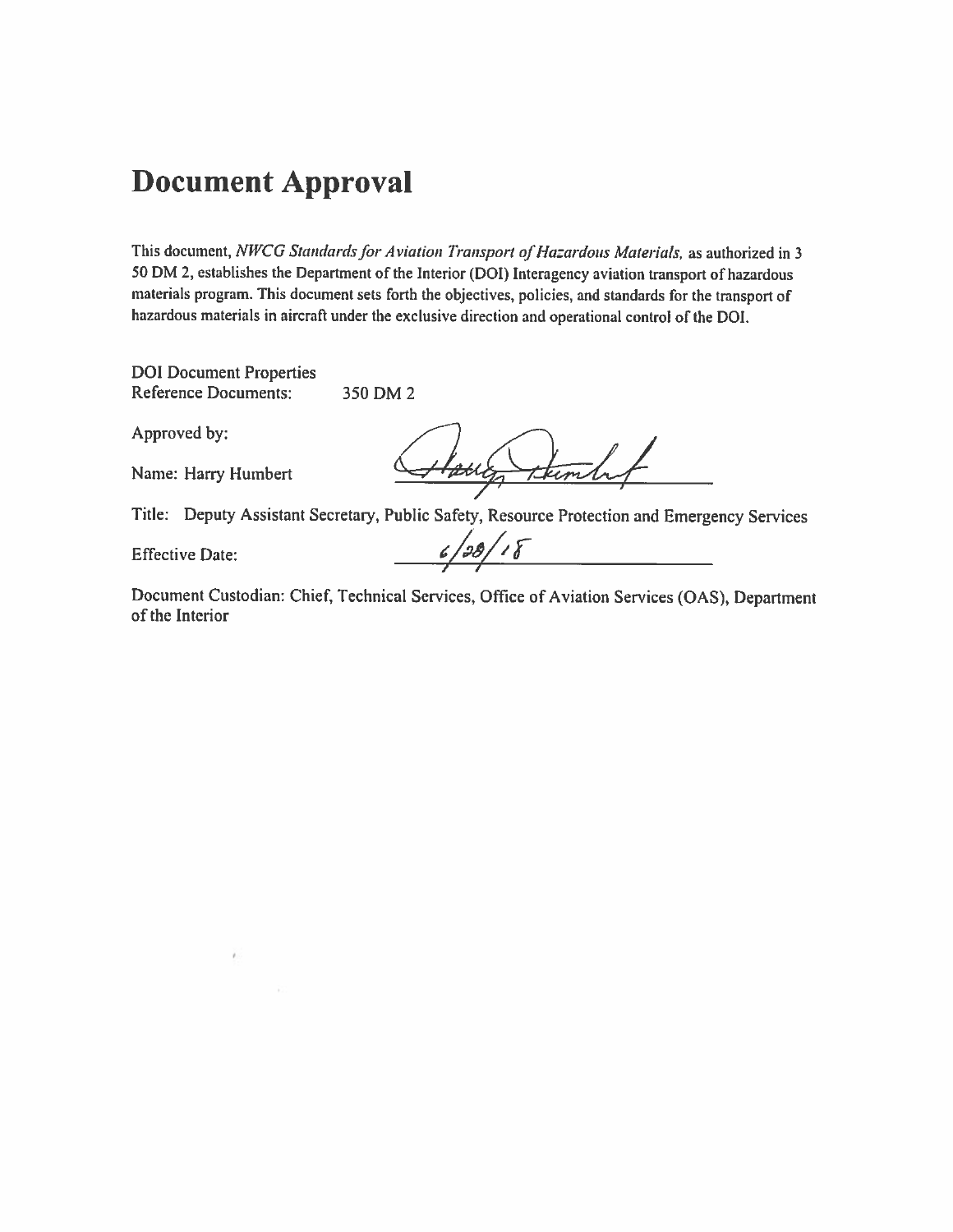# Document Approval

This document, *NWCG Standards for Aviation Transport of Hazardous Materials,* as authorized in 3 50 DM 2, establishes the Department of the Interior (DOI) Interagency aviation transport of hazardous materials program. This document sets forth the objectives, policies, and standards for the transport of hazardous materials in aircraft under the exclusive direction and operational control of the DOI.

DOI Document Properties
Reference Documents: 350 DM 2

Approved by:

Name: Harry Humbert

Title: Deputy Assistant Secretary, Public Safety, Resource Protection and Emergency Services

Effective Date: 6/28/18

Document Custodian: Chief, Technical Services, Office of Aviation Services (OAS), Department of the Interior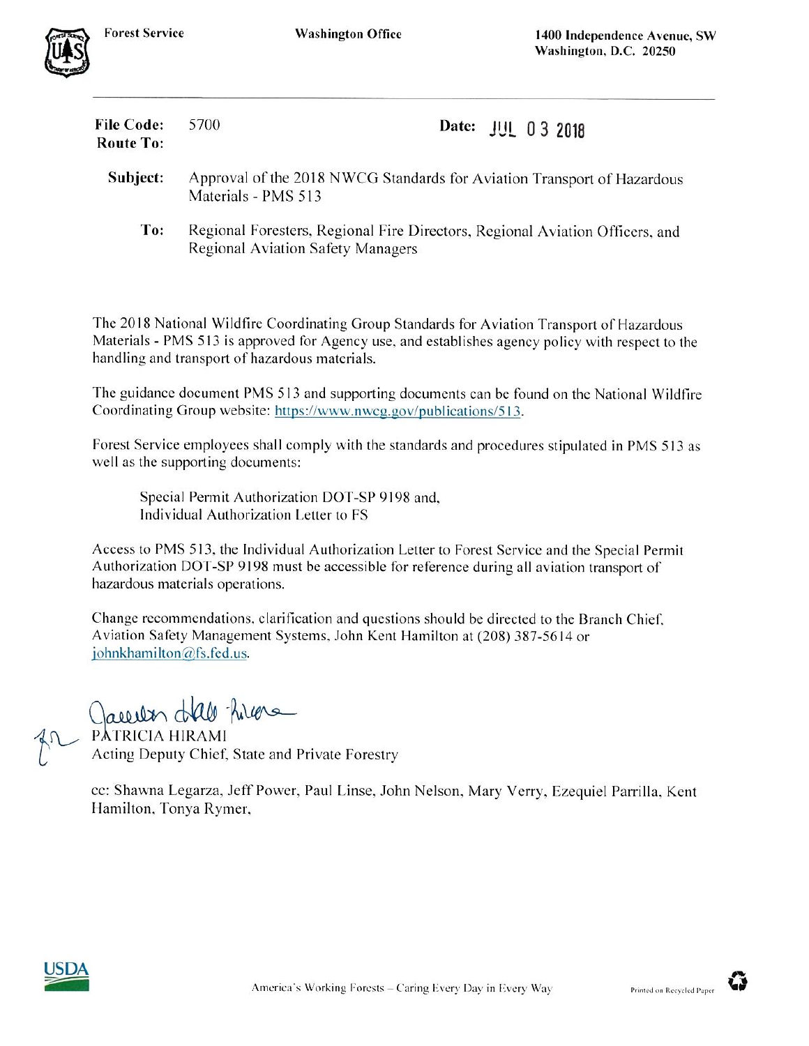Forest Service Washington Office 1400 Independence Avenue, SW
Washington, D.C. 20250

**File Code:** 5700 **Date:** JUL 03 2018
**Route To:**

**Subject:** Approval of the 2018 NWCG Standards for Aviation Transport of Hazardous Materials - PMS 513

**To:** Regional Foresters, Regional Fire Directors, Regional Aviation Officers, and Regional Aviation Safety Managers

The 2018 National Wildfire Coordinating Group Standards for Aviation Transport of Hazardous Materials - PMS 513 is approved for Agency use, and establishes agency policy with respect to the handling and transport of hazardous materials.

The guidance document PMS 513 and supporting documents can be found on the National Wildfire Coordinating Group website: https://www.nwcg.gov/publications/513.

Forest Service employees shall comply with the standards and procedures stipulated in PMS 513 as well as the supporting documents:

Special Permit Authorization DOT-SP 9198 and,
Individual Authorization Letter to FS

Access to PMS 513, the Individual Authorization Letter to Forest Service and the Special Permit Authorization DOT-SP 9198 must be accessible for reference during all aviation transport of hazardous materials operations.

Change recommendations, clarification and questions should be directed to the Branch Chief, Aviation Safety Management Systems, John Kent Hamilton at (208) 387-5614 or johnkhamilton@fs.fed.us.

PATRICIA HIRAMI
Acting Deputy Chief, State and Private Forestry

cc: Shawna Legarza, Jeff Power, Paul Linse, John Nelson, Mary Verry, Ezequiel Parrilla, Kent Hamilton, Tonya Rymer,

America's Working Forests – Caring Every Day in Every Way Printed on Recycled Paper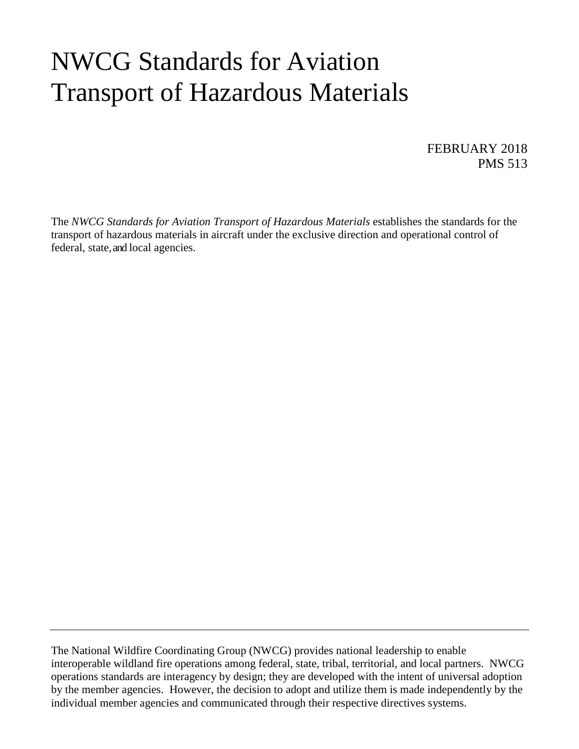# NWCG Standards for Aviation Transport of Hazardous Materials

FEBRUARY 2018
PMS 513

The *NWCG Standards for Aviation Transport of Hazardous Materials* establishes the standards for the transport of hazardous materials in aircraft under the exclusive direction and operational control of federal, state, and local agencies.

---

The National Wildfire Coordinating Group (NWCG) provides national leadership to enable interoperable wildland fire operations among federal, state, tribal, territorial, and local partners. NWCG operations standards are interagency by design; they are developed with the intent of universal adoption by the member agencies. However, the decision to adopt and utilize them is made independently by the individual member agencies and communicated through their respective directives systems.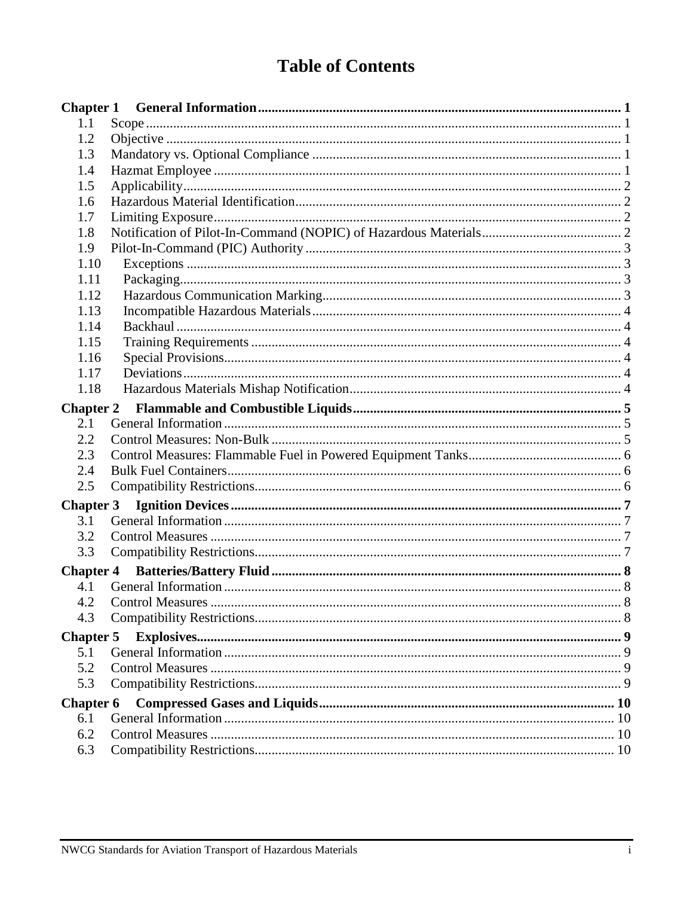# Table of Contents

**Chapter 1 General Information** ..... 1

- 1.1 Scope ..... 1
- 1.2 Objective ..... 1
- 1.3 Mandatory vs. Optional Compliance ..... 1
- 1.4 Hazmat Employee ..... 1
- 1.5 Applicability ..... 2
- 1.6 Hazardous Material Identification ..... 2
- 1.7 Limiting Exposure ..... 2
- 1.8 Notification of Pilot-In-Command (NOPIC) of Hazardous Materials ..... 2
- 1.9 Pilot-In-Command (PIC) Authority ..... 3
- 1.10 Exceptions ..... 3
- 1.11 Packaging ..... 3
- 1.12 Hazardous Communication Marking ..... 3
- 1.13 Incompatible Hazardous Materials ..... 4
- 1.14 Backhaul ..... 4
- 1.15 Training Requirements ..... 4
- 1.16 Special Provisions ..... 4
- 1.17 Deviations ..... 4
- 1.18 Hazardous Materials Mishap Notification ..... 4

**Chapter 2 Flammable and Combustible Liquids** ..... 5

- 2.1 General Information ..... 5
- 2.2 Control Measures: Non-Bulk ..... 5
- 2.3 Control Measures: Flammable Fuel in Powered Equipment Tanks ..... 6
- 2.4 Bulk Fuel Containers ..... 6
- 2.5 Compatibility Restrictions ..... 6

**Chapter 3 Ignition Devices** ..... 7

- 3.1 General Information ..... 7
- 3.2 Control Measures ..... 7
- 3.3 Compatibility Restrictions ..... 7

**Chapter 4 Batteries/Battery Fluid** ..... 8

- 4.1 General Information ..... 8
- 4.2 Control Measures ..... 8
- 4.3 Compatibility Restrictions ..... 8

**Chapter 5 Explosives** ..... 9

- 5.1 General Information ..... 9
- 5.2 Control Measures ..... 9
- 5.3 Compatibility Restrictions ..... 9

**Chapter 6 Compressed Gases and Liquids** ..... 10

- 6.1 General Information ..... 10
- 6.2 Control Measures ..... 10
- 6.3 Compatibility Restrictions ..... 10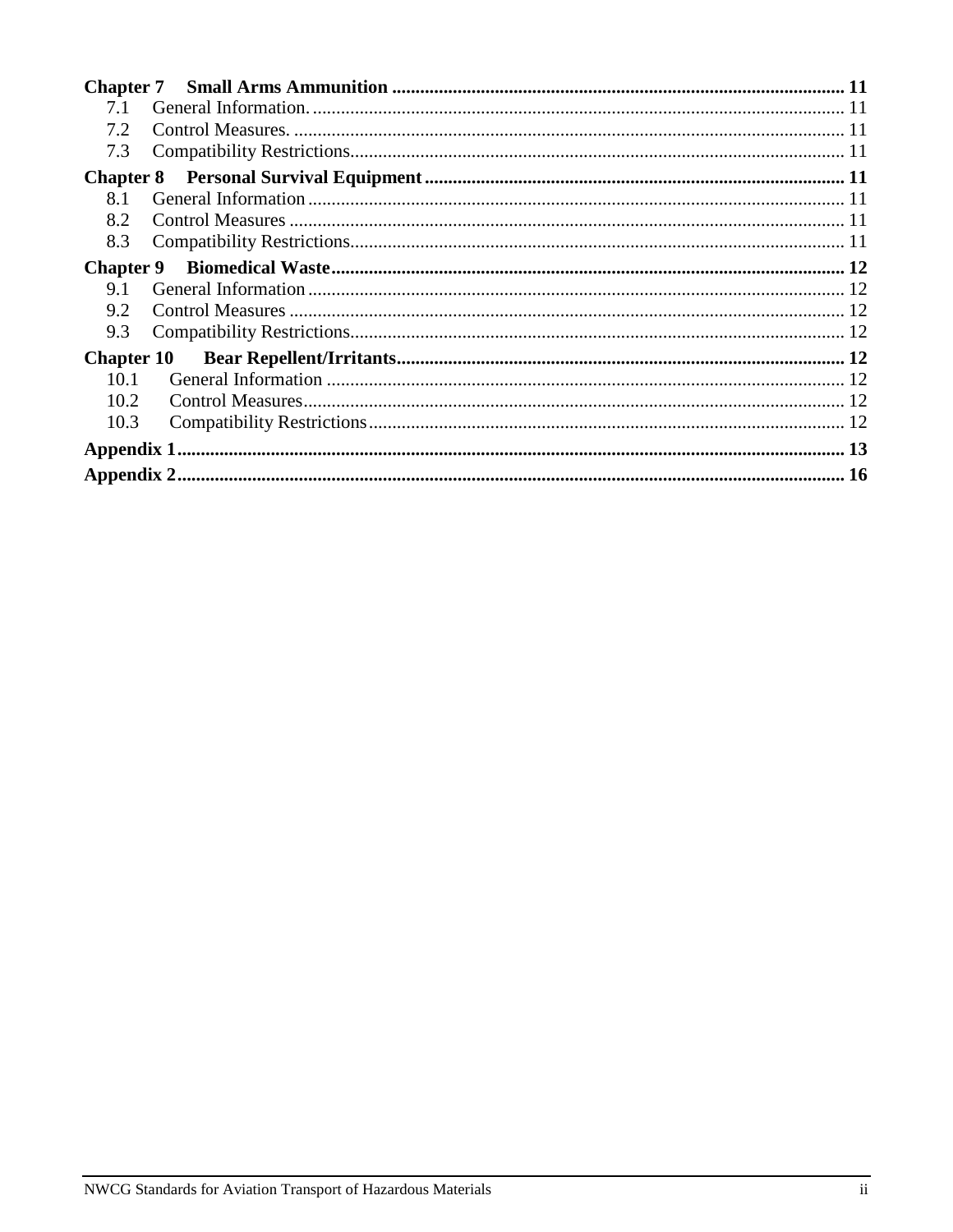**Chapter 7 Small Arms Ammunition** ................................................................................................ **11**

7.1 General Information. ................................................................................................................. 11

7.2 Control Measures. ..................................................................................................................... 11

7.3 Compatibility Restrictions......................................................................................................... 11

**Chapter 8 Personal Survival Equipment** ......................................................................................... **11**

8.1 General Information .................................................................................................................. 11

8.2 Control Measures ...................................................................................................................... 11

8.3 Compatibility Restrictions......................................................................................................... 11

**Chapter 9 Biomedical Waste** ............................................................................................................ **12**

9.1 General Information .................................................................................................................. 12

9.2 Control Measures ...................................................................................................................... 12

9.3 Compatibility Restrictions......................................................................................................... 12

**Chapter 10 Bear Repellent/Irritants** .............................................................................................. **12**

10.1 General Information ............................................................................................................. 12

10.2 Control Measures.................................................................................................................. 12

10.3 Compatibility Restrictions .................................................................................................... 12

**Appendix 1** ........................................................................................................................................... **13**

**Appendix 2** ........................................................................................................................................... **16**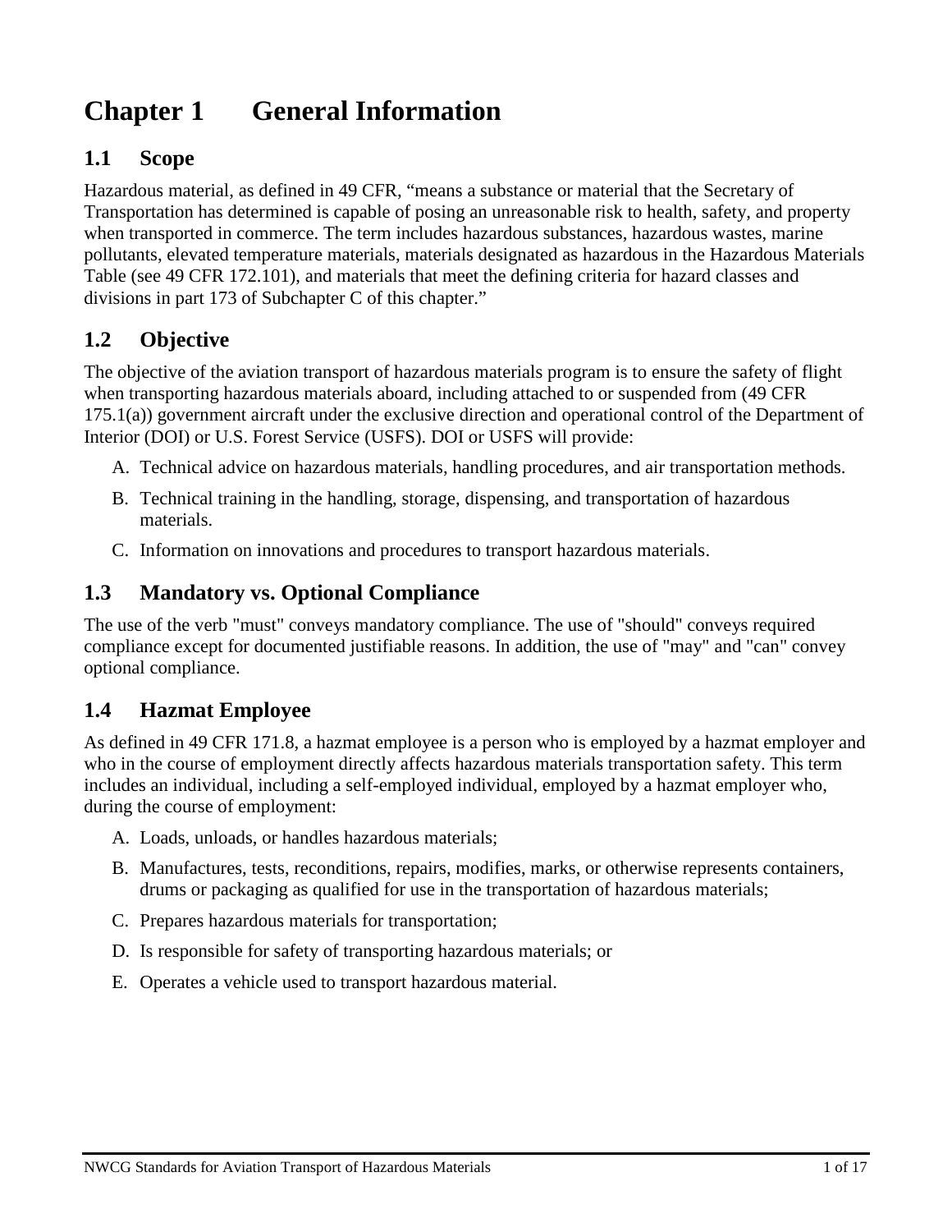# Chapter 1 General Information

## 1.1 Scope

Hazardous material, as defined in 49 CFR, "means a substance or material that the Secretary of Transportation has determined is capable of posing an unreasonable risk to health, safety, and property when transported in commerce. The term includes hazardous substances, hazardous wastes, marine pollutants, elevated temperature materials, materials designated as hazardous in the Hazardous Materials Table (see 49 CFR 172.101), and materials that meet the defining criteria for hazard classes and divisions in part 173 of Subchapter C of this chapter."

## 1.2 Objective

The objective of the aviation transport of hazardous materials program is to ensure the safety of flight when transporting hazardous materials aboard, including attached to or suspended from (49 CFR 175.1(a)) government aircraft under the exclusive direction and operational control of the Department of Interior (DOI) or U.S. Forest Service (USFS). DOI or USFS will provide:

A. Technical advice on hazardous materials, handling procedures, and air transportation methods.

B. Technical training in the handling, storage, dispensing, and transportation of hazardous materials.

C. Information on innovations and procedures to transport hazardous materials.

## 1.3 Mandatory vs. Optional Compliance

The use of the verb "must" conveys mandatory compliance. The use of "should" conveys required compliance except for documented justifiable reasons. In addition, the use of "may" and "can" convey optional compliance.

## 1.4 Hazmat Employee

As defined in 49 CFR 171.8, a hazmat employee is a person who is employed by a hazmat employer and who in the course of employment directly affects hazardous materials transportation safety. This term includes an individual, including a self-employed individual, employed by a hazmat employer who, during the course of employment:

A. Loads, unloads, or handles hazardous materials;

B. Manufactures, tests, reconditions, repairs, modifies, marks, or otherwise represents containers, drums or packaging as qualified for use in the transportation of hazardous materials;

C. Prepares hazardous materials for transportation;

D. Is responsible for safety of transporting hazardous materials; or

E. Operates a vehicle used to transport hazardous material.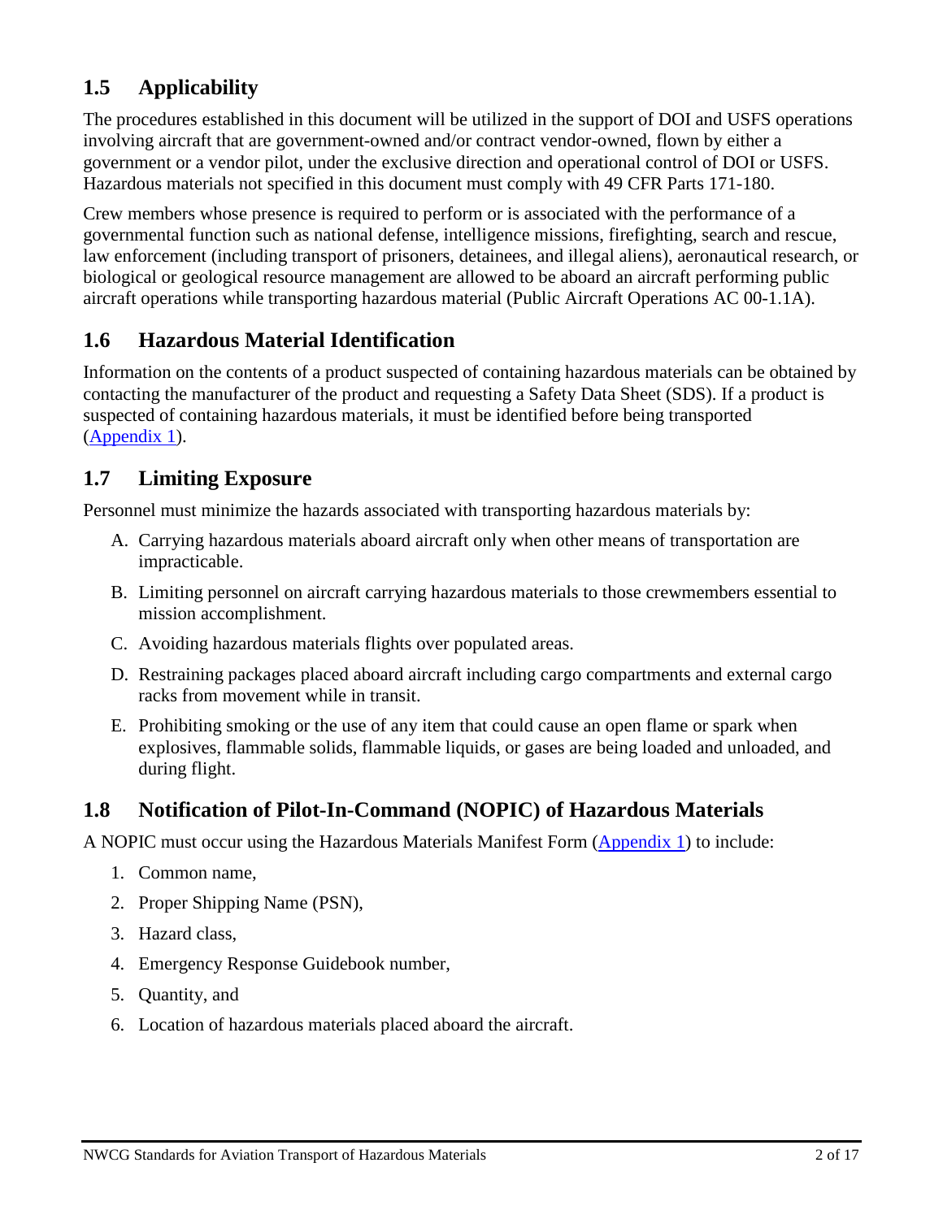## 1.5 Applicability

The procedures established in this document will be utilized in the support of DOI and USFS operations involving aircraft that are government-owned and/or contract vendor-owned, flown by either a government or a vendor pilot, under the exclusive direction and operational control of DOI or USFS. Hazardous materials not specified in this document must comply with 49 CFR Parts 171-180.

Crew members whose presence is required to perform or is associated with the performance of a governmental function such as national defense, intelligence missions, firefighting, search and rescue, law enforcement (including transport of prisoners, detainees, and illegal aliens), aeronautical research, or biological or geological resource management are allowed to be aboard an aircraft performing public aircraft operations while transporting hazardous material (Public Aircraft Operations AC 00-1.1A).

## 1.6 Hazardous Material Identification

Information on the contents of a product suspected of containing hazardous materials can be obtained by contacting the manufacturer of the product and requesting a Safety Data Sheet (SDS). If a product is suspected of containing hazardous materials, it must be identified before being transported (Appendix 1).

## 1.7 Limiting Exposure

Personnel must minimize the hazards associated with transporting hazardous materials by:

A. Carrying hazardous materials aboard aircraft only when other means of transportation are impracticable.

B. Limiting personnel on aircraft carrying hazardous materials to those crewmembers essential to mission accomplishment.

C. Avoiding hazardous materials flights over populated areas.

D. Restraining packages placed aboard aircraft including cargo compartments and external cargo racks from movement while in transit.

E. Prohibiting smoking or the use of any item that could cause an open flame or spark when explosives, flammable solids, flammable liquids, or gases are being loaded and unloaded, and during flight.

## 1.8 Notification of Pilot-In-Command (NOPIC) of Hazardous Materials

A NOPIC must occur using the Hazardous Materials Manifest Form (Appendix 1) to include:

1. Common name,
2. Proper Shipping Name (PSN),
3. Hazard class,
4. Emergency Response Guidebook number,
5. Quantity, and
6. Location of hazardous materials placed aboard the aircraft.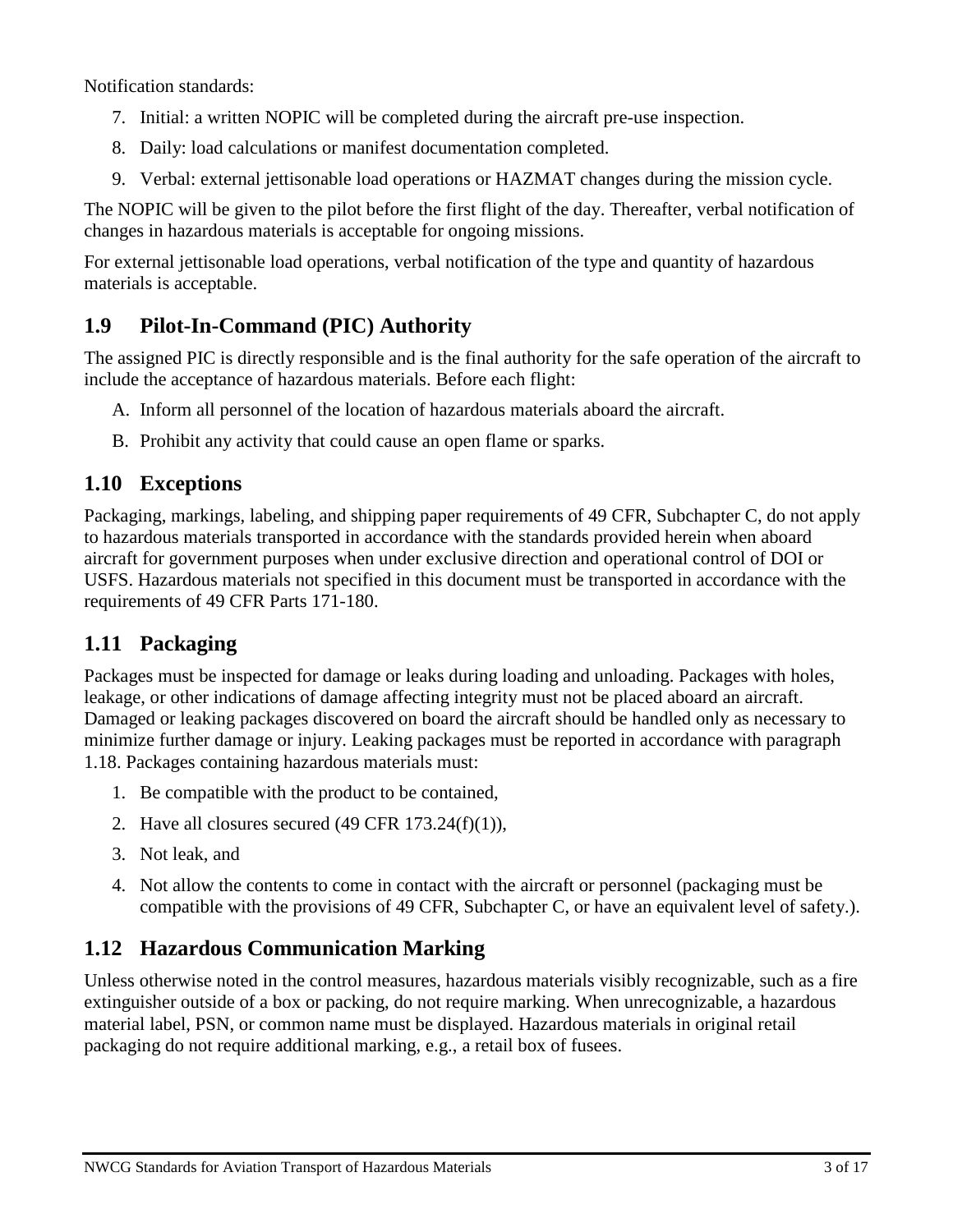Notification standards:

7. Initial: a written NOPIC will be completed during the aircraft pre-use inspection.
8. Daily: load calculations or manifest documentation completed.
9. Verbal: external jettisonable load operations or HAZMAT changes during the mission cycle.

The NOPIC will be given to the pilot before the first flight of the day. Thereafter, verbal notification of changes in hazardous materials is acceptable for ongoing missions.

For external jettisonable load operations, verbal notification of the type and quantity of hazardous materials is acceptable.

## 1.9 Pilot-In-Command (PIC) Authority

The assigned PIC is directly responsible and is the final authority for the safe operation of the aircraft to include the acceptance of hazardous materials. Before each flight:

A. Inform all personnel of the location of hazardous materials aboard the aircraft.
B. Prohibit any activity that could cause an open flame or sparks.

## 1.10 Exceptions

Packaging, markings, labeling, and shipping paper requirements of 49 CFR, Subchapter C, do not apply to hazardous materials transported in accordance with the standards provided herein when aboard aircraft for government purposes when under exclusive direction and operational control of DOI or USFS. Hazardous materials not specified in this document must be transported in accordance with the requirements of 49 CFR Parts 171-180.

## 1.11 Packaging

Packages must be inspected for damage or leaks during loading and unloading. Packages with holes, leakage, or other indications of damage affecting integrity must not be placed aboard an aircraft. Damaged or leaking packages discovered on board the aircraft should be handled only as necessary to minimize further damage or injury. Leaking packages must be reported in accordance with paragraph 1.18. Packages containing hazardous materials must:

1. Be compatible with the product to be contained,
2. Have all closures secured (49 CFR 173.24(f)(1)),
3. Not leak, and
4. Not allow the contents to come in contact with the aircraft or personnel (packaging must be compatible with the provisions of 49 CFR, Subchapter C, or have an equivalent level of safety.).

## 1.12 Hazardous Communication Marking

Unless otherwise noted in the control measures, hazardous materials visibly recognizable, such as a fire extinguisher outside of a box or packing, do not require marking. When unrecognizable, a hazardous material label, PSN, or common name must be displayed. Hazardous materials in original retail packaging do not require additional marking, e.g., a retail box of fusees.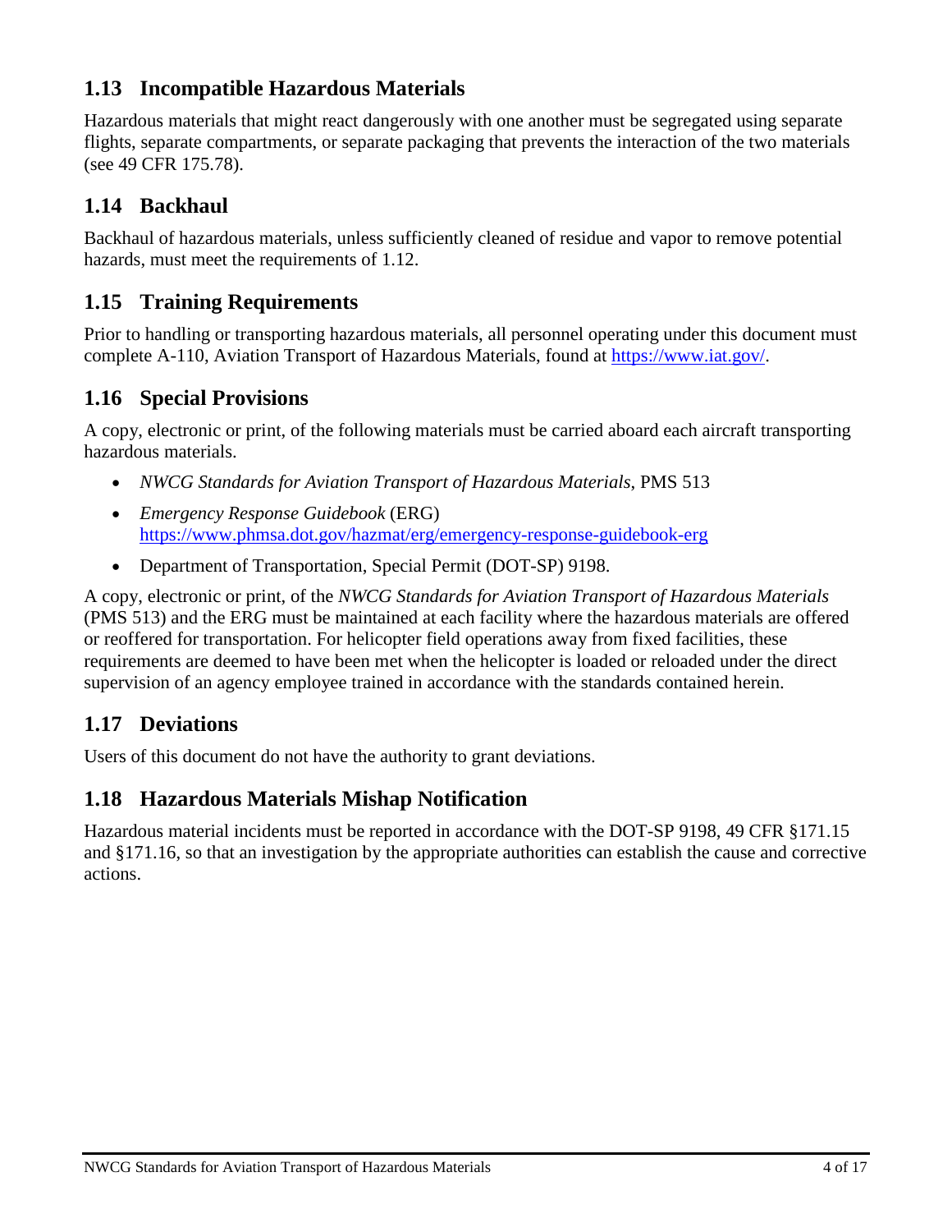## 1.13 Incompatible Hazardous Materials

Hazardous materials that might react dangerously with one another must be segregated using separate flights, separate compartments, or separate packaging that prevents the interaction of the two materials (see 49 CFR 175.78).

## 1.14 Backhaul

Backhaul of hazardous materials, unless sufficiently cleaned of residue and vapor to remove potential hazards, must meet the requirements of 1.12.

## 1.15 Training Requirements

Prior to handling or transporting hazardous materials, all personnel operating under this document must complete A-110, Aviation Transport of Hazardous Materials, found at [https://www.iat.gov/](https://www.iat.gov/).

## 1.16 Special Provisions

A copy, electronic or print, of the following materials must be carried aboard each aircraft transporting hazardous materials.

- *NWCG Standards for Aviation Transport of Hazardous Materials*, PMS 513
- *Emergency Response Guidebook* (ERG) [https://www.phmsa.dot.gov/hazmat/erg/emergency-response-guidebook-erg](https://www.phmsa.dot.gov/hazmat/erg/emergency-response-guidebook-erg)
- Department of Transportation, Special Permit (DOT-SP) 9198.

A copy, electronic or print, of the *NWCG Standards for Aviation Transport of Hazardous Materials* (PMS 513) and the ERG must be maintained at each facility where the hazardous materials are offered or reoffered for transportation. For helicopter field operations away from fixed facilities, these requirements are deemed to have been met when the helicopter is loaded or reloaded under the direct supervision of an agency employee trained in accordance with the standards contained herein.

## 1.17 Deviations

Users of this document do not have the authority to grant deviations.

## 1.18 Hazardous Materials Mishap Notification

Hazardous material incidents must be reported in accordance with the DOT-SP 9198, 49 CFR §171.15 and §171.16, so that an investigation by the appropriate authorities can establish the cause and corrective actions.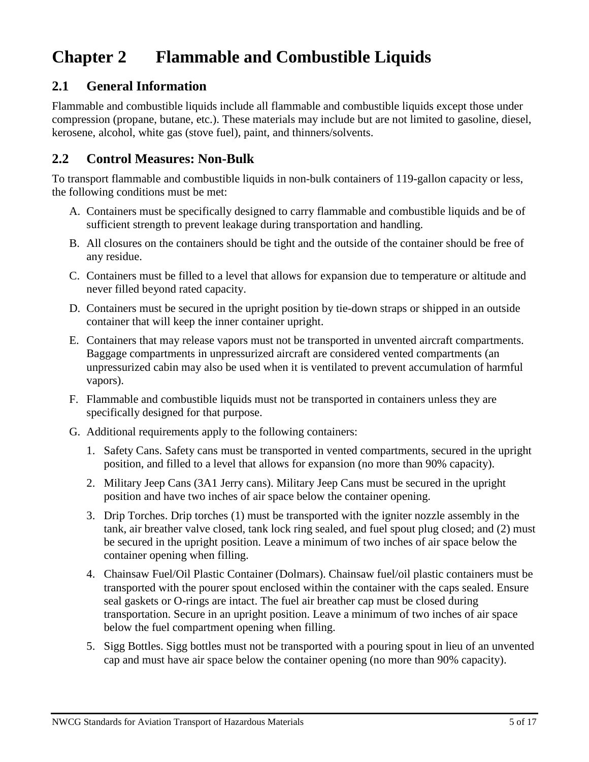# Chapter 2 Flammable and Combustible Liquids

## 2.1 General Information

Flammable and combustible liquids include all flammable and combustible liquids except those under compression (propane, butane, etc.). These materials may include but are not limited to gasoline, diesel, kerosene, alcohol, white gas (stove fuel), paint, and thinners/solvents.

## 2.2 Control Measures: Non-Bulk

To transport flammable and combustible liquids in non-bulk containers of 119-gallon capacity or less, the following conditions must be met:

A. Containers must be specifically designed to carry flammable and combustible liquids and be of sufficient strength to prevent leakage during transportation and handling.

B. All closures on the containers should be tight and the outside of the container should be free of any residue.

C. Containers must be filled to a level that allows for expansion due to temperature or altitude and never filled beyond rated capacity.

D. Containers must be secured in the upright position by tie-down straps or shipped in an outside container that will keep the inner container upright.

E. Containers that may release vapors must not be transported in unvented aircraft compartments. Baggage compartments in unpressurized aircraft are considered vented compartments (an unpressurized cabin may also be used when it is ventilated to prevent accumulation of harmful vapors).

F. Flammable and combustible liquids must not be transported in containers unless they are specifically designed for that purpose.

G. Additional requirements apply to the following containers:

   1. Safety Cans. Safety cans must be transported in vented compartments, secured in the upright position, and filled to a level that allows for expansion (no more than 90% capacity).

   2. Military Jeep Cans (3A1 Jerry cans). Military Jeep Cans must be secured in the upright position and have two inches of air space below the container opening.

   3. Drip Torches. Drip torches (1) must be transported with the igniter nozzle assembly in the tank, air breather valve closed, tank lock ring sealed, and fuel spout plug closed; and (2) must be secured in the upright position. Leave a minimum of two inches of air space below the container opening when filling.

   4. Chainsaw Fuel/Oil Plastic Container (Dolmars). Chainsaw fuel/oil plastic containers must be transported with the pourer spout enclosed within the container with the caps sealed. Ensure seal gaskets or O-rings are intact. The fuel air breather cap must be closed during transportation. Secure in an upright position. Leave a minimum of two inches of air space below the fuel compartment opening when filling.

   5. Sigg Bottles. Sigg bottles must not be transported with a pouring spout in lieu of an unvented cap and must have air space below the container opening (no more than 90% capacity).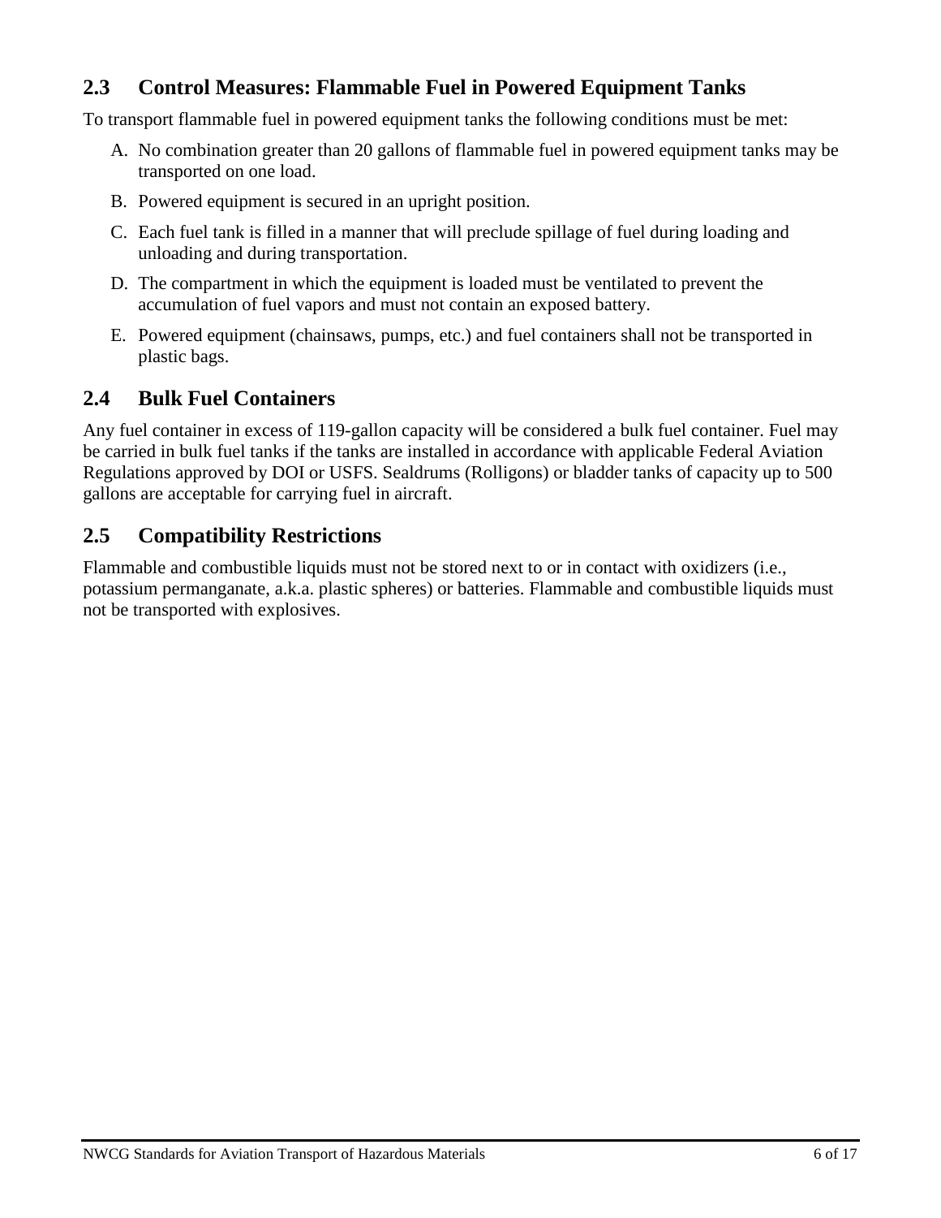## 2.3 Control Measures: Flammable Fuel in Powered Equipment Tanks

To transport flammable fuel in powered equipment tanks the following conditions must be met:

A. No combination greater than 20 gallons of flammable fuel in powered equipment tanks may be transported on one load.

B. Powered equipment is secured in an upright position.

C. Each fuel tank is filled in a manner that will preclude spillage of fuel during loading and unloading and during transportation.

D. The compartment in which the equipment is loaded must be ventilated to prevent the accumulation of fuel vapors and must not contain an exposed battery.

E. Powered equipment (chainsaws, pumps, etc.) and fuel containers shall not be transported in plastic bags.

## 2.4 Bulk Fuel Containers

Any fuel container in excess of 119-gallon capacity will be considered a bulk fuel container. Fuel may be carried in bulk fuel tanks if the tanks are installed in accordance with applicable Federal Aviation Regulations approved by DOI or USFS. Sealdrums (Rolligons) or bladder tanks of capacity up to 500 gallons are acceptable for carrying fuel in aircraft.

## 2.5 Compatibility Restrictions

Flammable and combustible liquids must not be stored next to or in contact with oxidizers (i.e., potassium permanganate, a.k.a. plastic spheres) or batteries. Flammable and combustible liquids must not be transported with explosives.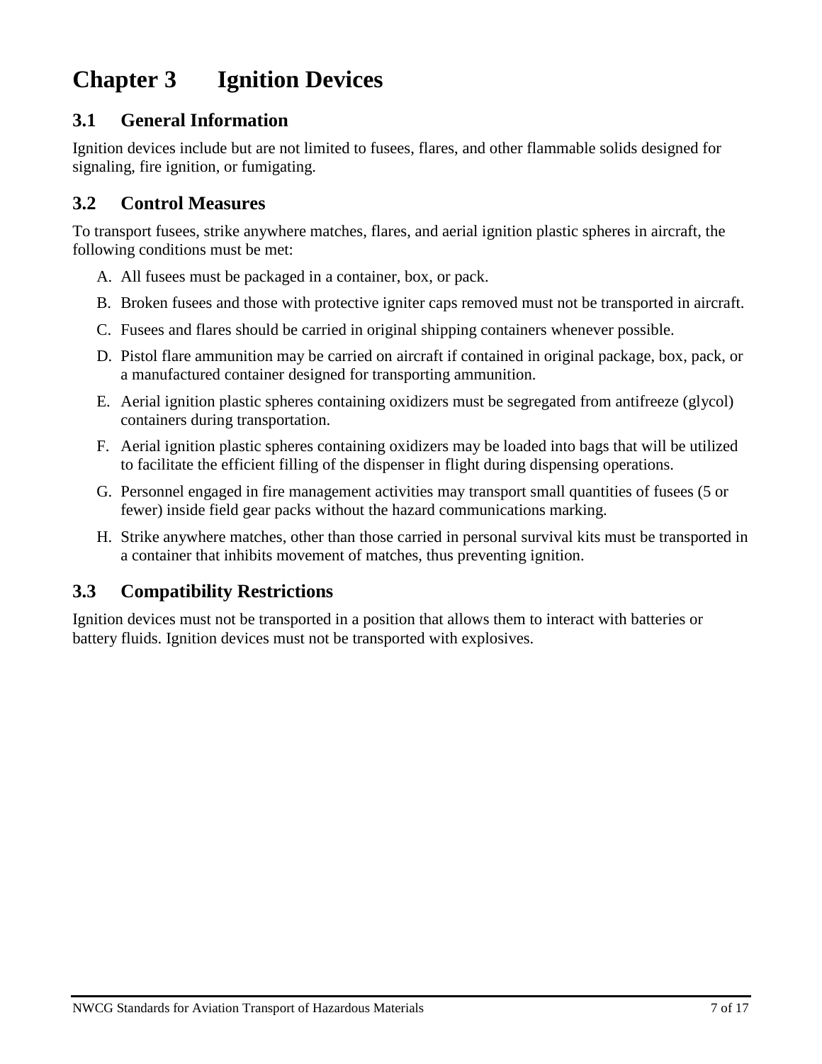# Chapter 3 Ignition Devices

## 3.1 General Information

Ignition devices include but are not limited to fusees, flares, and other flammable solids designed for signaling, fire ignition, or fumigating.

## 3.2 Control Measures

To transport fusees, strike anywhere matches, flares, and aerial ignition plastic spheres in aircraft, the following conditions must be met:

A. All fusees must be packaged in a container, box, or pack.

B. Broken fusees and those with protective igniter caps removed must not be transported in aircraft.

C. Fusees and flares should be carried in original shipping containers whenever possible.

D. Pistol flare ammunition may be carried on aircraft if contained in original package, box, pack, or a manufactured container designed for transporting ammunition.

E. Aerial ignition plastic spheres containing oxidizers must be segregated from antifreeze (glycol) containers during transportation.

F. Aerial ignition plastic spheres containing oxidizers may be loaded into bags that will be utilized to facilitate the efficient filling of the dispenser in flight during dispensing operations.

G. Personnel engaged in fire management activities may transport small quantities of fusees (5 or fewer) inside field gear packs without the hazard communications marking.

H. Strike anywhere matches, other than those carried in personal survival kits must be transported in a container that inhibits movement of matches, thus preventing ignition.

## 3.3 Compatibility Restrictions

Ignition devices must not be transported in a position that allows them to interact with batteries or battery fluids. Ignition devices must not be transported with explosives.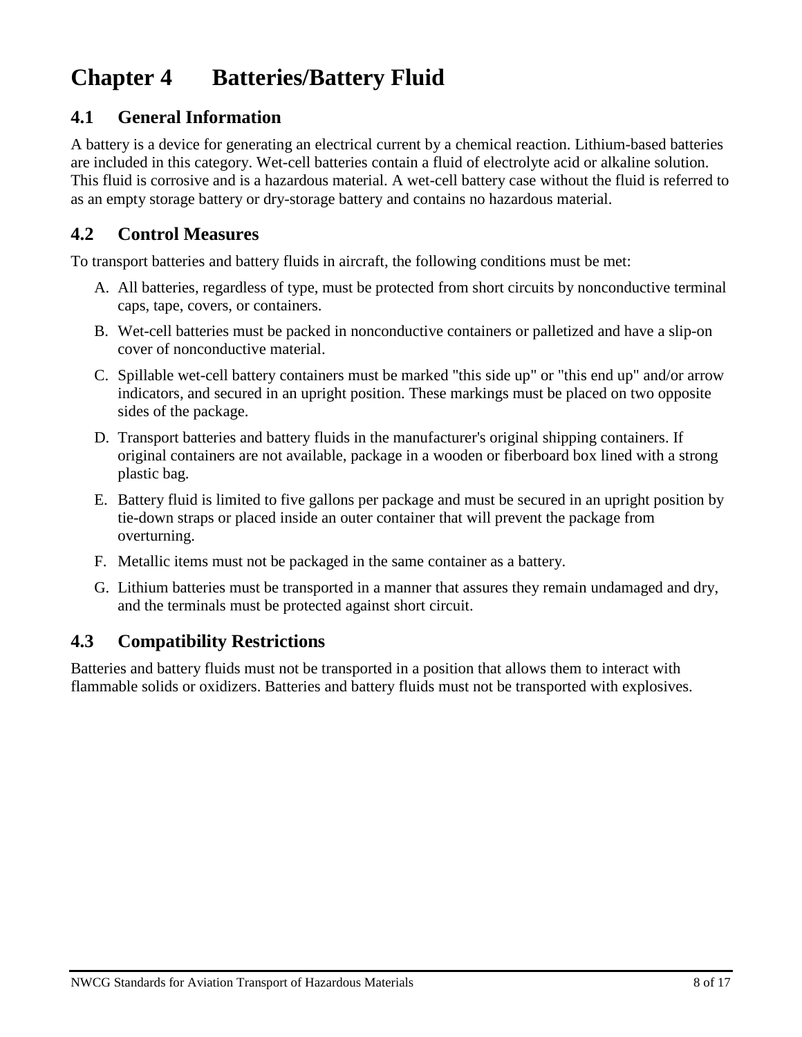# Chapter 4 Batteries/Battery Fluid

## 4.1 General Information

A battery is a device for generating an electrical current by a chemical reaction. Lithium-based batteries are included in this category. Wet-cell batteries contain a fluid of electrolyte acid or alkaline solution. This fluid is corrosive and is a hazardous material. A wet-cell battery case without the fluid is referred to as an empty storage battery or dry-storage battery and contains no hazardous material.

## 4.2 Control Measures

To transport batteries and battery fluids in aircraft, the following conditions must be met:

A. All batteries, regardless of type, must be protected from short circuits by nonconductive terminal caps, tape, covers, or containers.

B. Wet-cell batteries must be packed in nonconductive containers or palletized and have a slip-on cover of nonconductive material.

C. Spillable wet-cell battery containers must be marked "this side up" or "this end up" and/or arrow indicators, and secured in an upright position. These markings must be placed on two opposite sides of the package.

D. Transport batteries and battery fluids in the manufacturer's original shipping containers. If original containers are not available, package in a wooden or fiberboard box lined with a strong plastic bag.

E. Battery fluid is limited to five gallons per package and must be secured in an upright position by tie-down straps or placed inside an outer container that will prevent the package from overturning.

F. Metallic items must not be packaged in the same container as a battery.

G. Lithium batteries must be transported in a manner that assures they remain undamaged and dry, and the terminals must be protected against short circuit.

## 4.3 Compatibility Restrictions

Batteries and battery fluids must not be transported in a position that allows them to interact with flammable solids or oxidizers. Batteries and battery fluids must not be transported with explosives.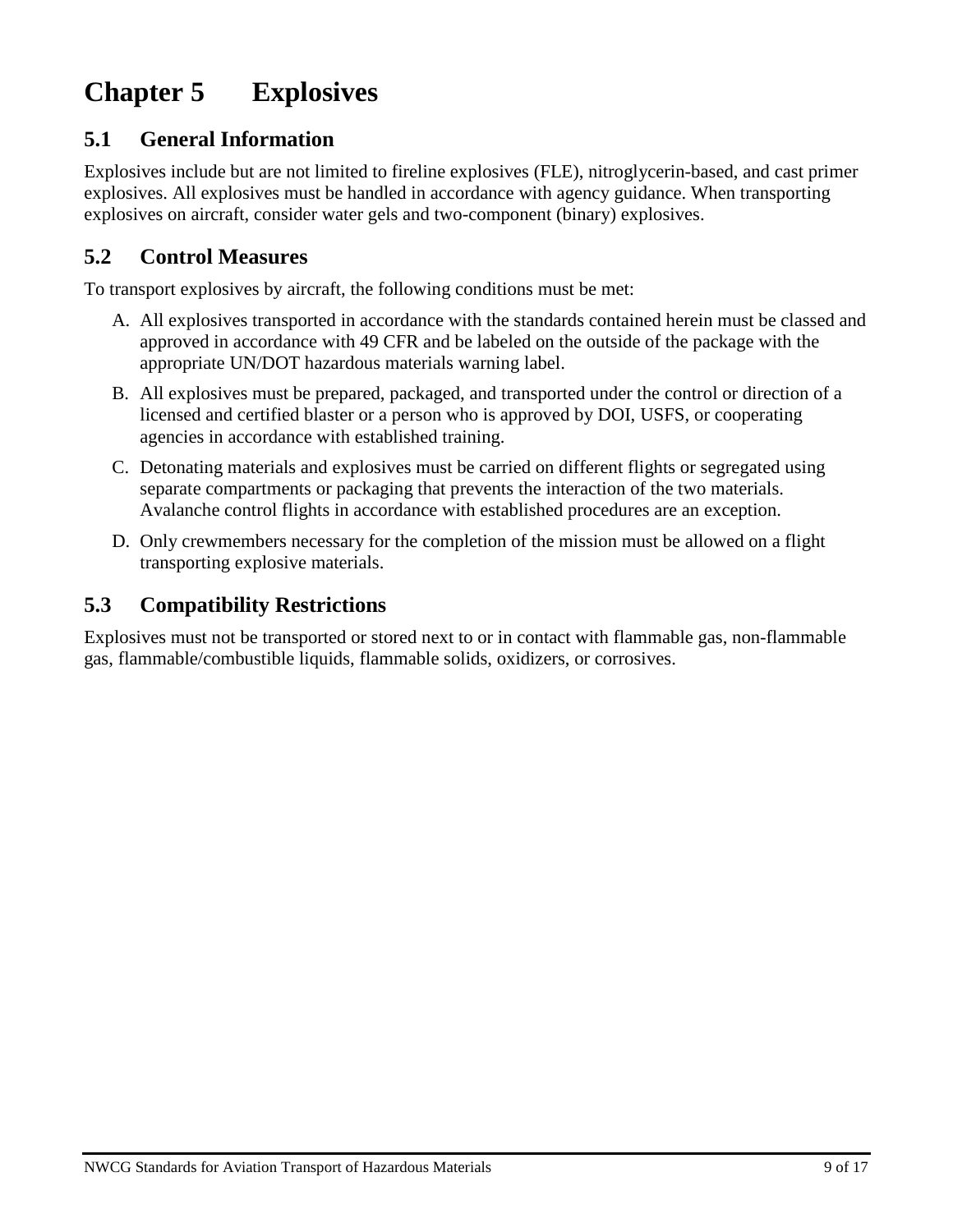# Chapter 5 Explosives

## 5.1 General Information

Explosives include but are not limited to fireline explosives (FLE), nitroglycerin-based, and cast primer explosives. All explosives must be handled in accordance with agency guidance. When transporting explosives on aircraft, consider water gels and two-component (binary) explosives.

## 5.2 Control Measures

To transport explosives by aircraft, the following conditions must be met:

A. All explosives transported in accordance with the standards contained herein must be classed and approved in accordance with 49 CFR and be labeled on the outside of the package with the appropriate UN/DOT hazardous materials warning label.

B. All explosives must be prepared, packaged, and transported under the control or direction of a licensed and certified blaster or a person who is approved by DOI, USFS, or cooperating agencies in accordance with established training.

C. Detonating materials and explosives must be carried on different flights or segregated using separate compartments or packaging that prevents the interaction of the two materials. Avalanche control flights in accordance with established procedures are an exception.

D. Only crewmembers necessary for the completion of the mission must be allowed on a flight transporting explosive materials.

## 5.3 Compatibility Restrictions

Explosives must not be transported or stored next to or in contact with flammable gas, non-flammable gas, flammable/combustible liquids, flammable solids, oxidizers, or corrosives.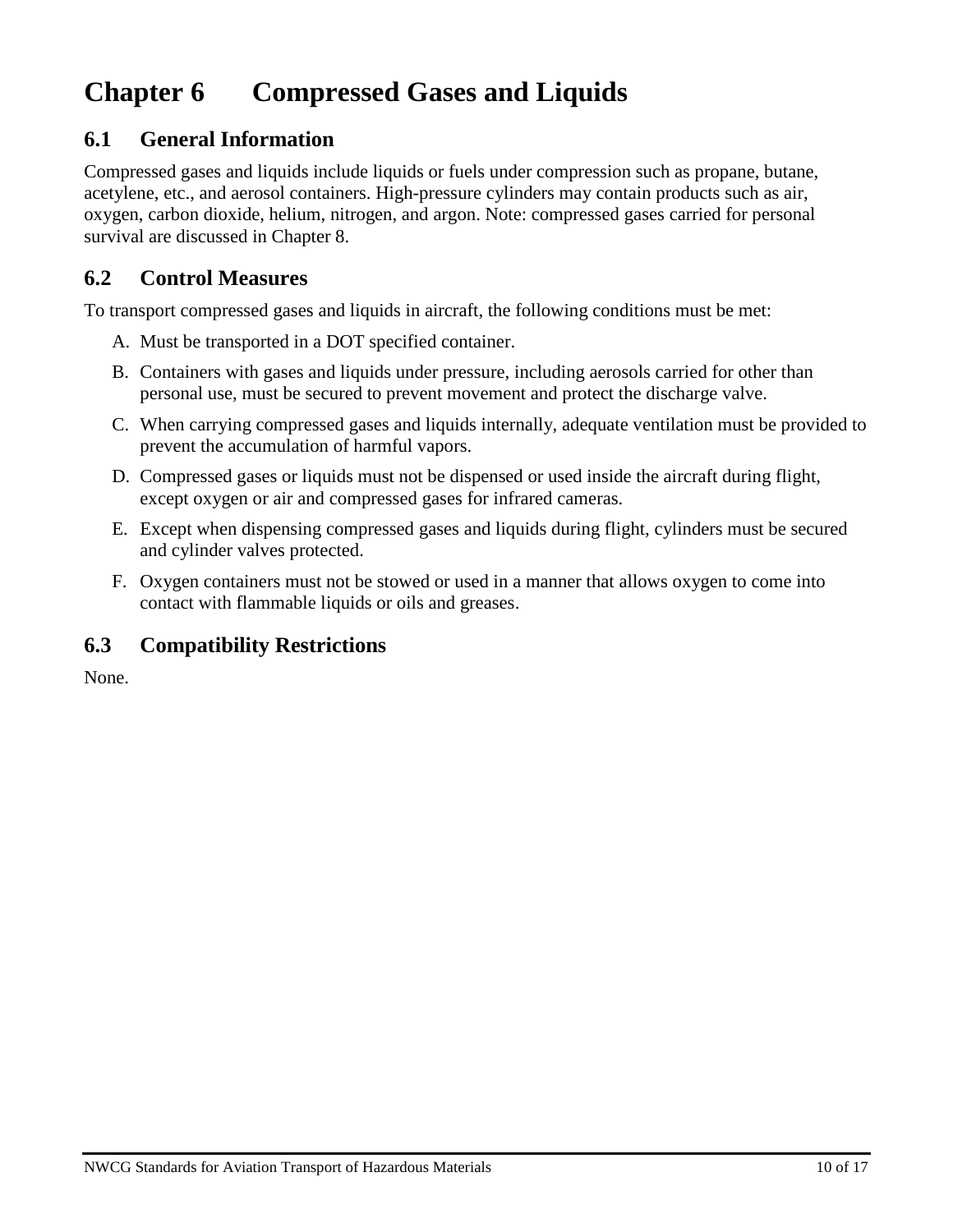# Chapter 6 Compressed Gases and Liquids

## 6.1 General Information

Compressed gases and liquids include liquids or fuels under compression such as propane, butane, acetylene, etc., and aerosol containers. High-pressure cylinders may contain products such as air, oxygen, carbon dioxide, helium, nitrogen, and argon. Note: compressed gases carried for personal survival are discussed in Chapter 8.

## 6.2 Control Measures

To transport compressed gases and liquids in aircraft, the following conditions must be met:

A. Must be transported in a DOT specified container.

B. Containers with gases and liquids under pressure, including aerosols carried for other than personal use, must be secured to prevent movement and protect the discharge valve.

C. When carrying compressed gases and liquids internally, adequate ventilation must be provided to prevent the accumulation of harmful vapors.

D. Compressed gases or liquids must not be dispensed or used inside the aircraft during flight, except oxygen or air and compressed gases for infrared cameras.

E. Except when dispensing compressed gases and liquids during flight, cylinders must be secured and cylinder valves protected.

F. Oxygen containers must not be stowed or used in a manner that allows oxygen to come into contact with flammable liquids or oils and greases.

## 6.3 Compatibility Restrictions

None.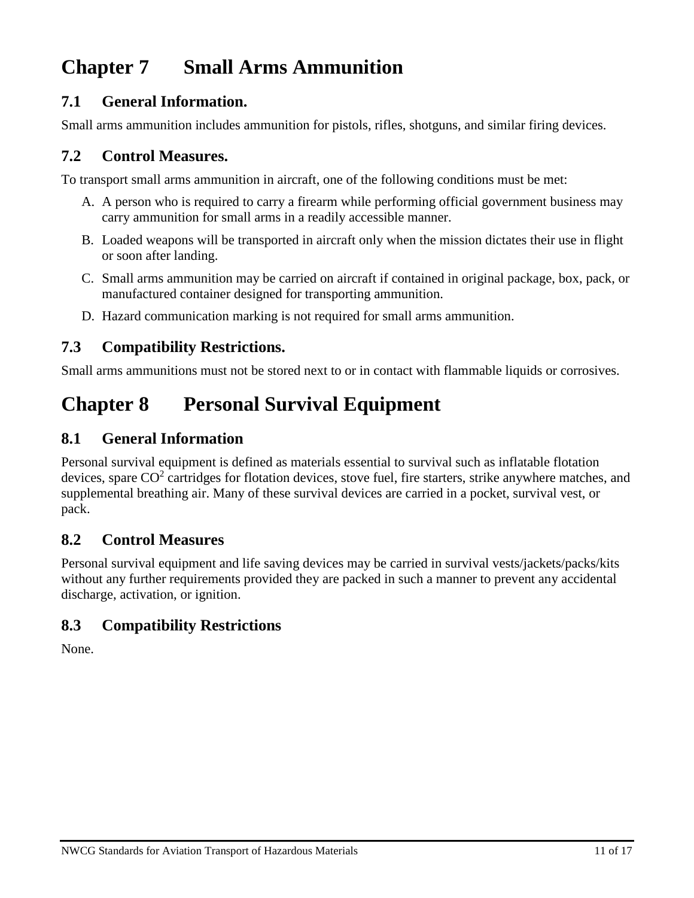# Chapter 7 Small Arms Ammunition

## 7.1 General Information.

Small arms ammunition includes ammunition for pistols, rifles, shotguns, and similar firing devices.

## 7.2 Control Measures.

To transport small arms ammunition in aircraft, one of the following conditions must be met:

A. A person who is required to carry a firearm while performing official government business may carry ammunition for small arms in a readily accessible manner.

B. Loaded weapons will be transported in aircraft only when the mission dictates their use in flight or soon after landing.

C. Small arms ammunition may be carried on aircraft if contained in original package, box, pack, or manufactured container designed for transporting ammunition.

D. Hazard communication marking is not required for small arms ammunition.

## 7.3 Compatibility Restrictions.

Small arms ammunitions must not be stored next to or in contact with flammable liquids or corrosives.

# Chapter 8 Personal Survival Equipment

## 8.1 General Information

Personal survival equipment is defined as materials essential to survival such as inflatable flotation devices, spare $CO^2$ cartridges for flotation devices, stove fuel, fire starters, strike anywhere matches, and supplemental breathing air. Many of these survival devices are carried in a pocket, survival vest, or pack.

## 8.2 Control Measures

Personal survival equipment and life saving devices may be carried in survival vests/jackets/packs/kits without any further requirements provided they are packed in such a manner to prevent any accidental discharge, activation, or ignition.

## 8.3 Compatibility Restrictions

None.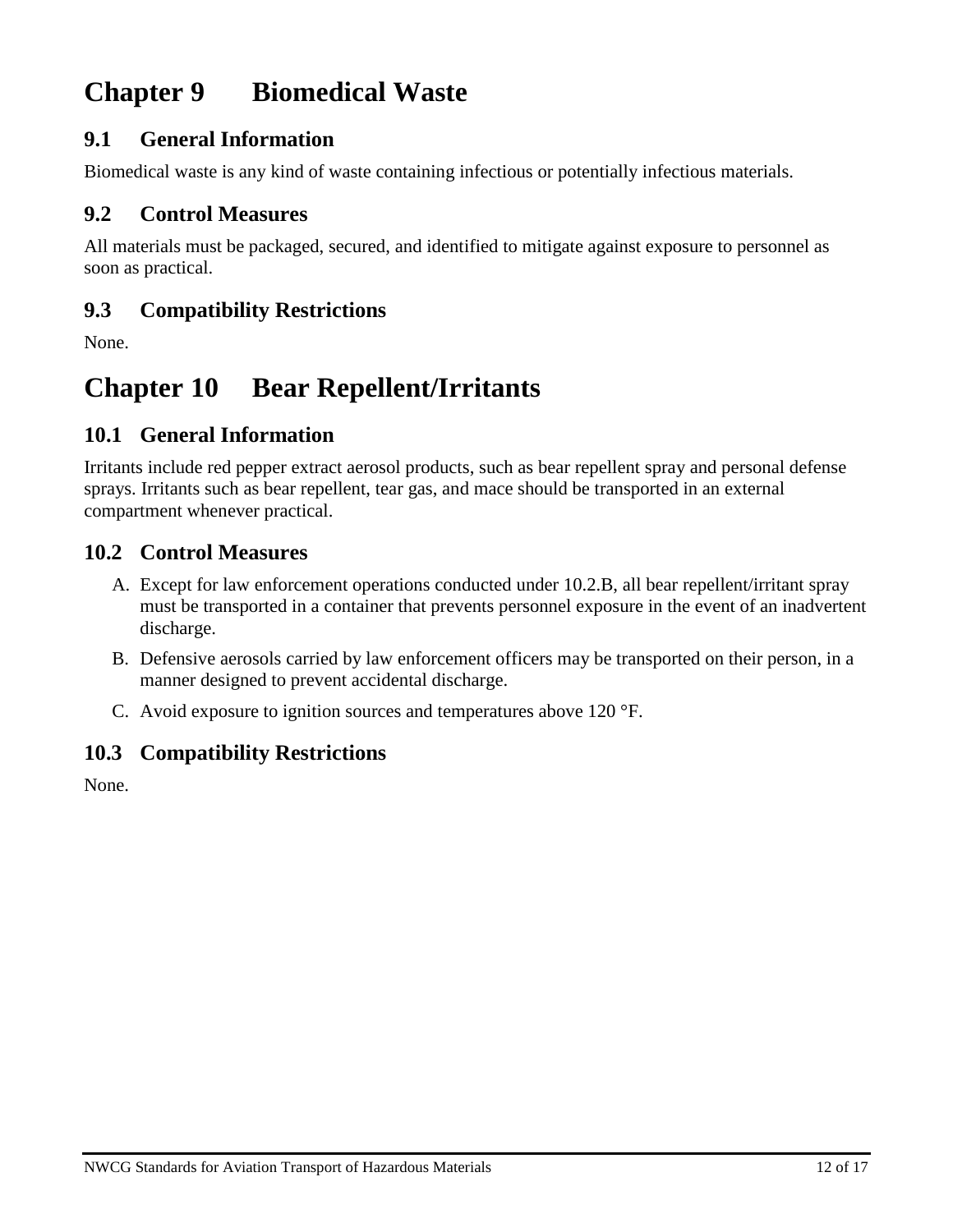# Chapter 9 Biomedical Waste

## 9.1 General Information

Biomedical waste is any kind of waste containing infectious or potentially infectious materials.

## 9.2 Control Measures

All materials must be packaged, secured, and identified to mitigate against exposure to personnel as soon as practical.

## 9.3 Compatibility Restrictions

None.

# Chapter 10 Bear Repellent/Irritants

## 10.1 General Information

Irritants include red pepper extract aerosol products, such as bear repellent spray and personal defense sprays. Irritants such as bear repellent, tear gas, and mace should be transported in an external compartment whenever practical.

## 10.2 Control Measures

A. Except for law enforcement operations conducted under 10.2.B, all bear repellent/irritant spray must be transported in a container that prevents personnel exposure in the event of an inadvertent discharge.

B. Defensive aerosols carried by law enforcement officers may be transported on their person, in a manner designed to prevent accidental discharge.

C. Avoid exposure to ignition sources and temperatures above 120 °F.

## 10.3 Compatibility Restrictions

None.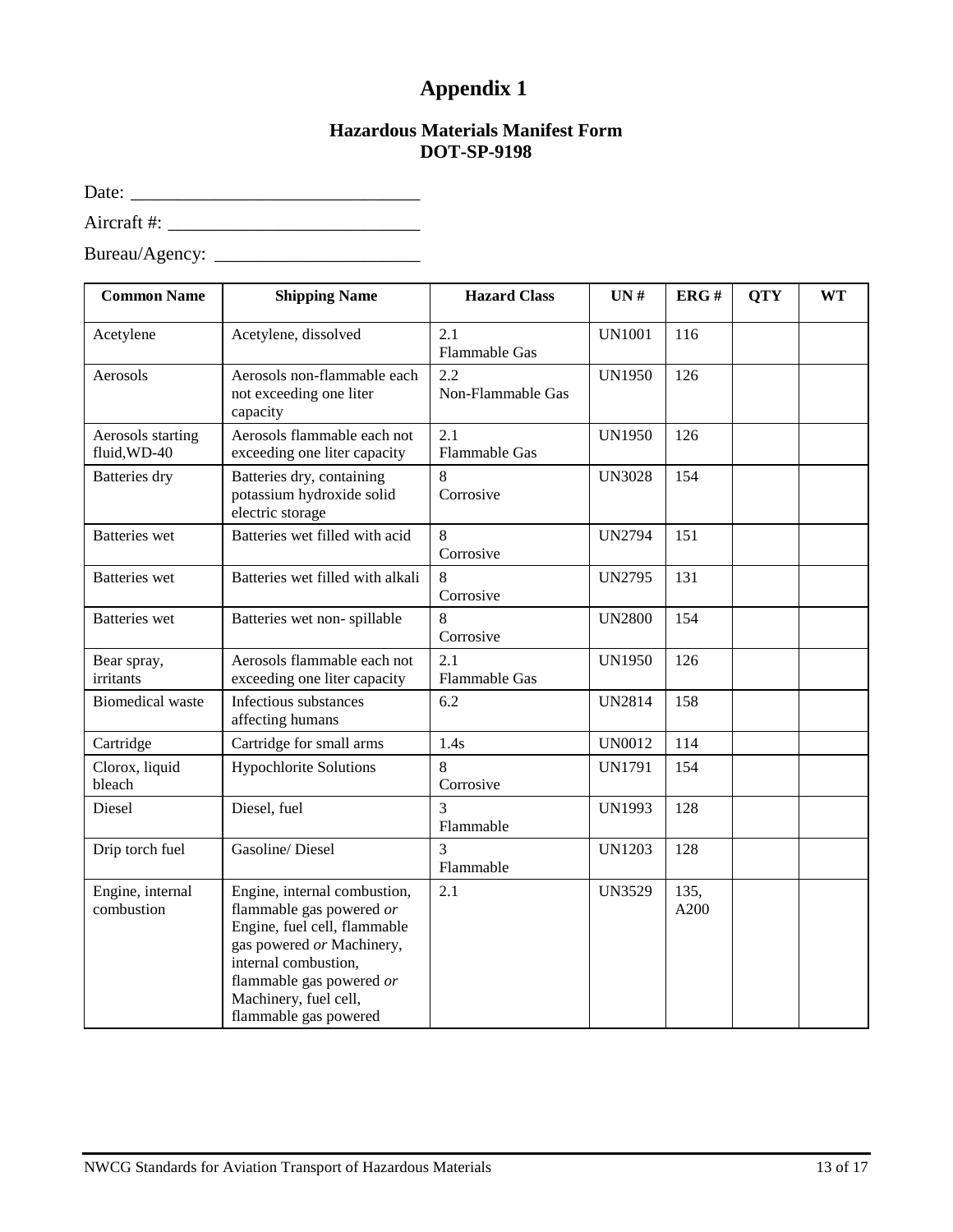# Appendix 1

### Hazardous Materials Manifest Form
### DOT-SP-9198

Date: ______________________________

Aircraft #: __________________________

Bureau/Agency: _____________________

| Common Name | Shipping Name | Hazard Class | UN # | ERG # | QTY | WT |
|---|---|---|---|---|---|---|
| Acetylene | Acetylene, dissolved | 2.1 Flammable Gas | UN1001 | 116 | | |
| Aerosols | Aerosols non-flammable each not exceeding one liter capacity | 2.2 Non-Flammable Gas | UN1950 | 126 | | |
| Aerosols starting fluid,WD-40 | Aerosols flammable each not exceeding one liter capacity | 2.1 Flammable Gas | UN1950 | 126 | | |
| Batteries dry | Batteries dry, containing potassium hydroxide solid electric storage | 8 Corrosive | UN3028 | 154 | | |
| Batteries wet | Batteries wet filled with acid | 8 Corrosive | UN2794 | 151 | | |
| Batteries wet | Batteries wet filled with alkali | 8 Corrosive | UN2795 | 131 | | |
| Batteries wet | Batteries wet non- spillable | 8 Corrosive | UN2800 | 154 | | |
| Bear spray, irritants | Aerosols flammable each not exceeding one liter capacity | 2.1 Flammable Gas | UN1950 | 126 | | |
| Biomedical waste | Infectious substances affecting humans | 6.2 | UN2814 | 158 | | |
| Cartridge | Cartridge for small arms | 1.4s | UN0012 | 114 | | |
| Clorox, liquid bleach | Hypochlorite Solutions | 8 Corrosive | UN1791 | 154 | | |
| Diesel | Diesel, fuel | 3 Flammable | UN1993 | 128 | | |
| Drip torch fuel | Gasoline/ Diesel | 3 Flammable | UN1203 | 128 | | |
| Engine, internal combustion | Engine, internal combustion, flammable gas powered *or* Engine, fuel cell, flammable gas powered *or* Machinery, internal combustion, flammable gas powered *or* Machinery, fuel cell, flammable gas powered | 2.1 | UN3529 | 135, A200 | | |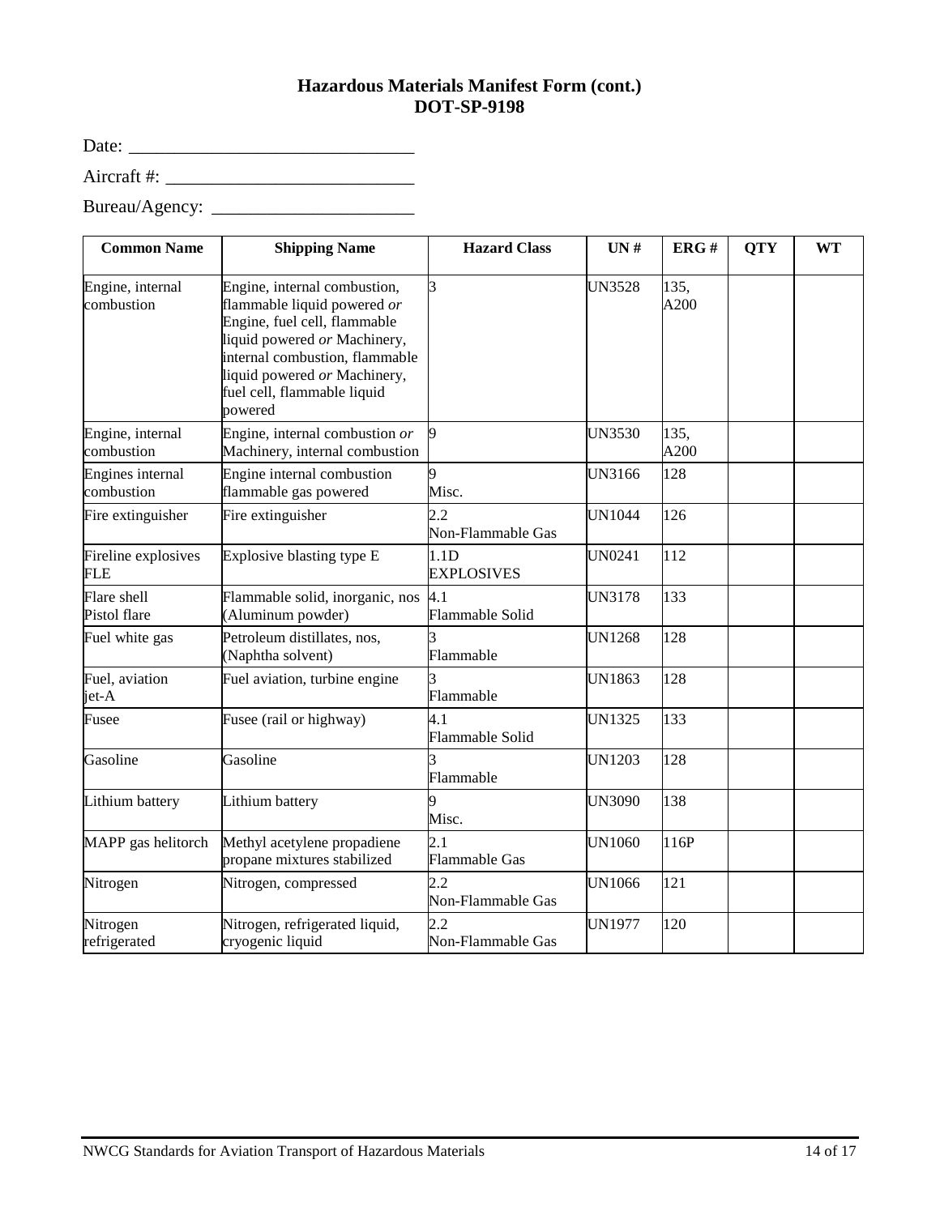### Hazardous Materials Manifest Form (cont.)
### DOT-SP-9198

Date: ______________________________

Aircraft #: ___________________________

Bureau/Agency: ______________________

| Common Name | Shipping Name | Hazard Class | UN # | ERG # | QTY | WT |
|---|---|---|---|---|---|---|
| Engine, internal combustion | Engine, internal combustion, flammable liquid powered *or* Engine, fuel cell, flammable liquid powered *or* Machinery, internal combustion, flammable liquid powered *or* Machinery, fuel cell, flammable liquid powered | 3 | UN3528 | 135, A200 | | |
| Engine, internal combustion | Engine, internal combustion *or* Machinery, internal combustion | 9 | UN3530 | 135, A200 | | |
| Engines internal combustion | Engine internal combustion flammable gas powered | 9 Misc. | UN3166 | 128 | | |
| Fire extinguisher | Fire extinguisher | 2.2 Non-Flammable Gas | UN1044 | 126 | | |
| Fireline explosives FLE | Explosive blasting type E | 1.1D EXPLOSIVES | UN0241 | 112 | | |
| Flare shell Pistol flare | Flammable solid, inorganic, nos (Aluminum powder) | 4.1 Flammable Solid | UN3178 | 133 | | |
| Fuel white gas | Petroleum distillates, nos, (Naphtha solvent) | 3 Flammable | UN1268 | 128 | | |
| Fuel, aviation jet-A | Fuel aviation, turbine engine | 3 Flammable | UN1863 | 128 | | |
| Fusee | Fusee (rail or highway) | 4.1 Flammable Solid | UN1325 | 133 | | |
| Gasoline | Gasoline | 3 Flammable | UN1203 | 128 | | |
| Lithium battery | Lithium battery | 9 Misc. | UN3090 | 138 | | |
| MAPP gas helitorch | Methyl acetylene propadiene propane mixtures stabilized | 2.1 Flammable Gas | UN1060 | 116P | | |
| Nitrogen | Nitrogen, compressed | 2.2 Non-Flammable Gas | UN1066 | 121 | | |
| Nitrogen refrigerated | Nitrogen, refrigerated liquid, cryogenic liquid | 2.2 Non-Flammable Gas | UN1977 | 120 | | |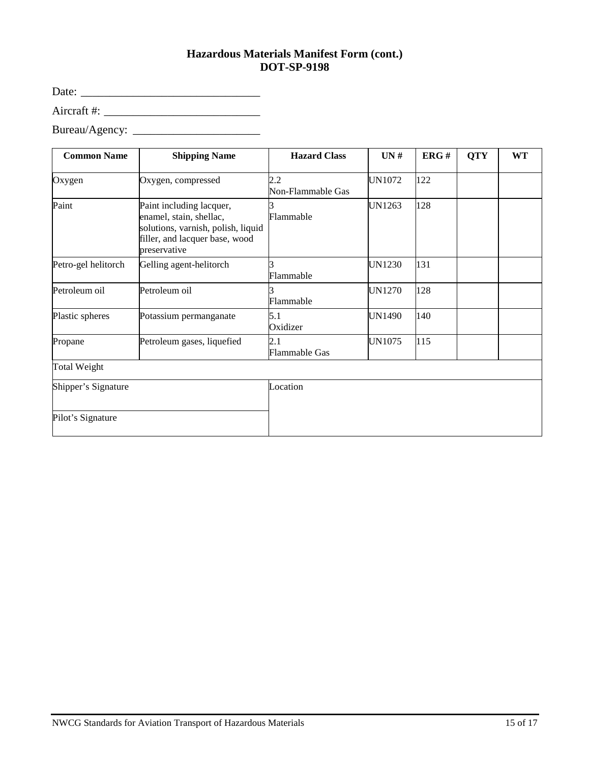**Hazardous Materials Manifest Form (cont.)**
**DOT-SP-9198**

Date: ______________________________

Aircraft #: __________________________

Bureau/Agency: _____________________

| Common Name | Shipping Name | Hazard Class | UN # | ERG # | QTY | WT |
|---|---|---|---|---|---|---|
| Oxygen | Oxygen, compressed | 2.2 Non-Flammable Gas | UN1072 | 122 | | |
| Paint | Paint including lacquer, enamel, stain, shellac, solutions, varnish, polish, liquid filler, and lacquer base, wood preservative | 3 Flammable | UN1263 | 128 | | |
| Petro-gel helitorch | Gelling agent-helitorch | 3 Flammable | UN1230 | 131 | | |
| Petroleum oil | Petroleum oil | 3 Flammable | UN1270 | 128 | | |
| Plastic spheres | Potassium permanganate | 5.1 Oxidizer | UN1490 | 140 | | |
| Propane | Petroleum gases, liquefied | 2.1 Flammable Gas | UN1075 | 115 | | |
| Total Weight | | | | | | |
| Shipper's Signature | | Location | | | | |
| Pilot's Signature | | | | | | |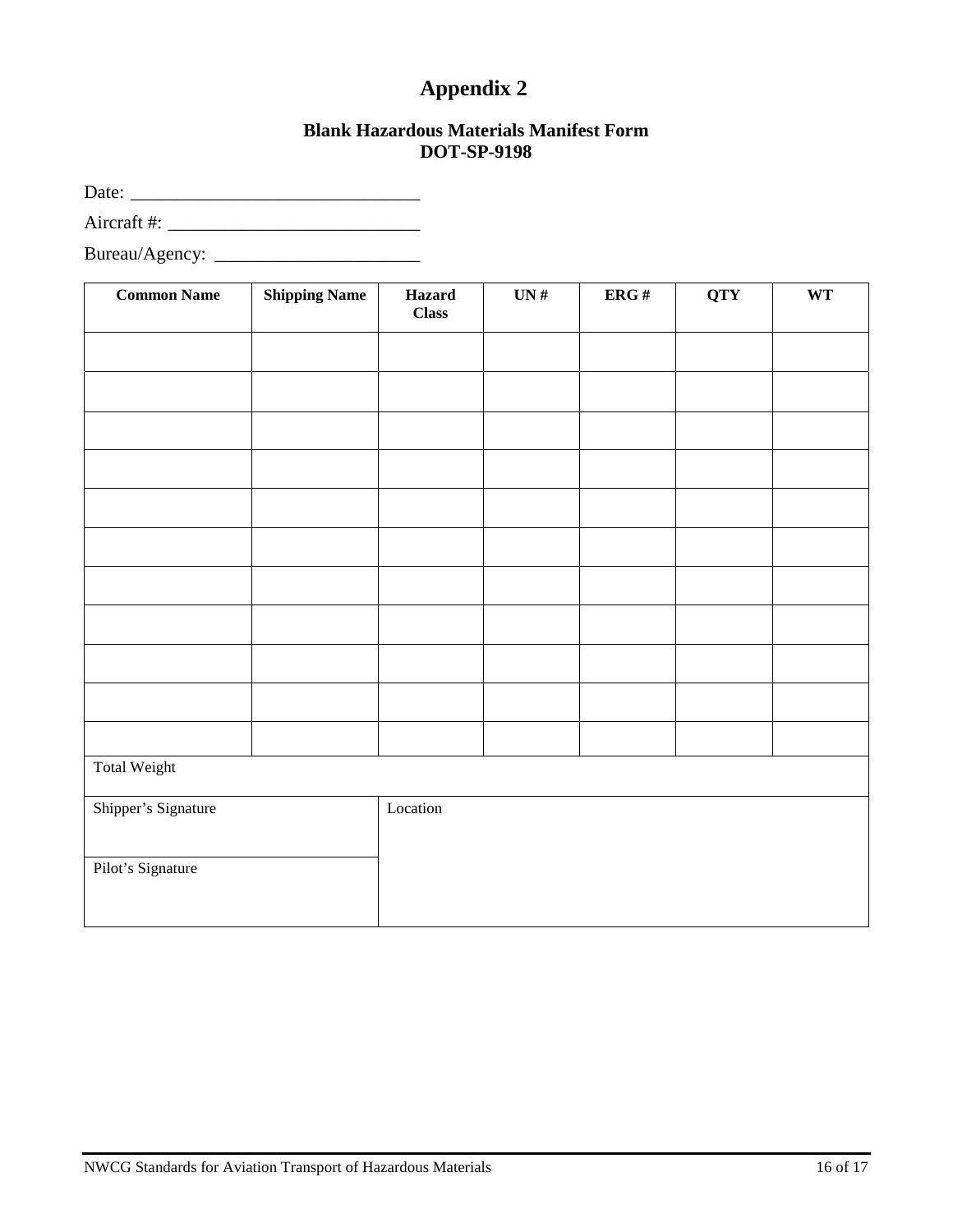# Appendix 2

### Blank Hazardous Materials Manifest Form
### DOT-SP-9198

Date: ______________________________

Aircraft #: __________________________

Bureau/Agency: ______________________

| Common Name | Shipping Name | Hazard Class | UN # | ERG # | QTY | WT |
|---|---|---|---|---|---|---|
| | | | | | | |
| | | | | | | |
| | | | | | | |
| | | | | | | |
| | | | | | | |
| | | | | | | |
| | | | | | | |
| | | | | | | |
| | | | | | | |
| | | | | | | |
| | | | | | | |
| Total Weight | | | | | | |
| Shipper's Signature | | Location | | | | |
| Pilot's Signature | | | | | | |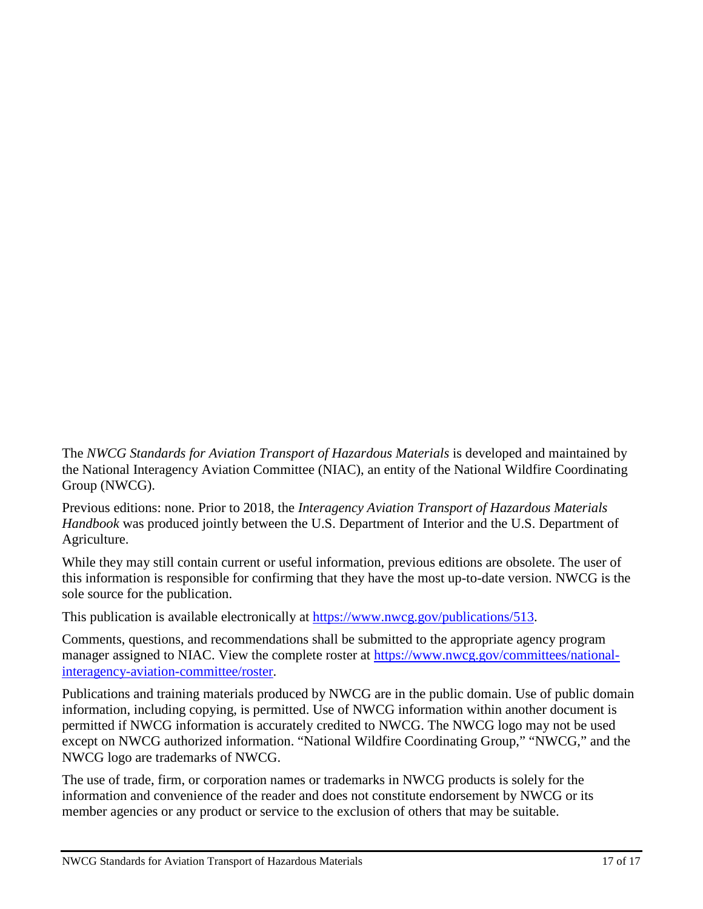The *NWCG Standards for Aviation Transport of Hazardous Materials* is developed and maintained by the National Interagency Aviation Committee (NIAC), an entity of the National Wildfire Coordinating Group (NWCG).

Previous editions: none. Prior to 2018, the *Interagency Aviation Transport of Hazardous Materials Handbook* was produced jointly between the U.S. Department of Interior and the U.S. Department of Agriculture.

While they may still contain current or useful information, previous editions are obsolete. The user of this information is responsible for confirming that they have the most up-to-date version. NWCG is the sole source for the publication.

This publication is available electronically at [https://www.nwcg.gov/publications/513](https://www.nwcg.gov/publications/513).

Comments, questions, and recommendations shall be submitted to the appropriate agency program manager assigned to NIAC. View the complete roster at [https://www.nwcg.gov/committees/national-interagency-aviation-committee/roster](https://www.nwcg.gov/committees/national-interagency-aviation-committee/roster).

Publications and training materials produced by NWCG are in the public domain. Use of public domain information, including copying, is permitted. Use of NWCG information within another document is permitted if NWCG information is accurately credited to NWCG. The NWCG logo may not be used except on NWCG authorized information. "National Wildfire Coordinating Group," "NWCG," and the NWCG logo are trademarks of NWCG.

The use of trade, firm, or corporation names or trademarks in NWCG products is solely for the information and convenience of the reader and does not constitute endorsement by NWCG or its member agencies or any product or service to the exclusion of others that may be suitable.